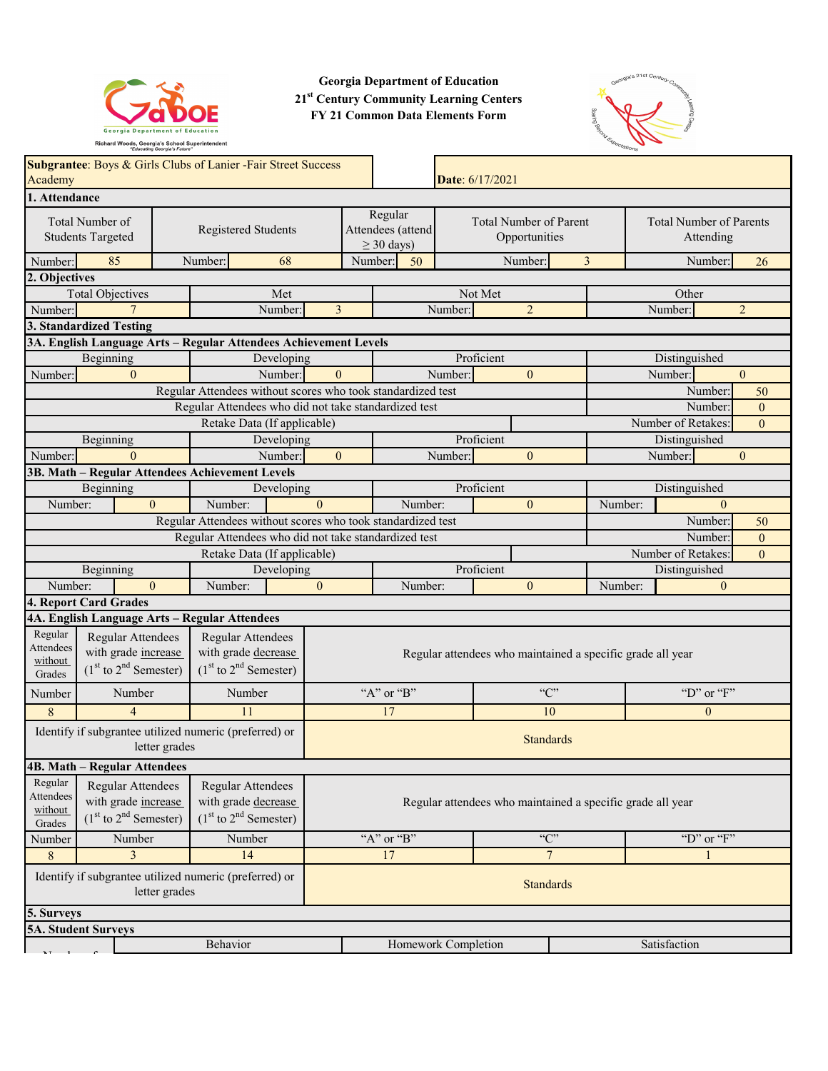**Georgia Department of Education**
**21st Century Community Learning Centers**
**FY 21 Common Data Elements Form**

**Subgrantee**: Boys & Girls Clubs of Lanier -Fair Street Success Academy

**Date**: 6/17/2021

## 1. Attendance

| Total Number of Students Targeted | Registered Students | Regular Attendees (attend ≥ 30 days) | Total Number of Parent Opportunities | Total Number of Parents Attending |
|---|---|---|---|---|
| Number: 85 | Number: 68 | Number: 50 | Number: 3 | Number: 26 |

## 2. Objectives

| Total Objectives | Met | Not Met | Other |
|---|---|---|---|
| Number: 7 | Number: 3 | Number: 2 | Number: 2 |

## 3. Standardized Testing

### 3A. English Language Arts – Regular Attendees Achievement Levels

| Beginning | Developing | Proficient | Distinguished |
|---|---|---|---|
| Number: 0 | Number: 0 | Number: 0 | Number: 0 |

| | |
|---|---|
| Regular Attendees without scores who took standardized test | Number: 50 |
| Regular Attendees who did not take standardized test | Number: 0 |
| Retake Data (If applicable) | Number of Retakes: 0 |

| Beginning | Developing | Proficient | Distinguished |
|---|---|---|---|
| Number: 0 | Number: 0 | Number: 0 | Number: 0 |

### 3B. Math – Regular Attendees Achievement Levels

| Beginning | Developing | Proficient | Distinguished |
|---|---|---|---|
| Number: 0 | Number: 0 | Number: 0 | Number: 0 |

| | |
|---|---|
| Regular Attendees without scores who took standardized test | Number: 50 |
| Regular Attendees who did not take standardized test | Number: 0 |
| Retake Data (If applicable) | Number of Retakes: 0 |

| Beginning | Developing | Proficient | Distinguished |
|---|---|---|---|
| Number: 0 | Number: 0 | Number: 0 | Number: 0 |

## 4. Report Card Grades

### 4A. English Language Arts – Regular Attendees

| Regular Attendees without Grades | Regular Attendees with grade increase (1st to 2nd Semester) | Regular Attendees with grade decrease (1st to 2nd Semester) | Regular attendees who maintained a specific grade all year | | |
|---|---|---|---|---|---|
| Number | Number | Number | "A" or "B" | "C" | "D" or "F" |
| 8 | 4 | 11 | 17 | 10 | 0 |

| Identify if subgrantee utilized numeric (preferred) or letter grades | Standards |
|---|---|

### 4B. Math – Regular Attendees

| Regular Attendees without Grades | Regular Attendees with grade increase (1st to 2nd Semester) | Regular Attendees with grade decrease (1st to 2nd Semester) | Regular attendees who maintained a specific grade all year | | |
|---|---|---|---|---|---|
| Number | Number | Number | "A" or "B" | "C" | "D" or "F" |
| 8 | 3 | 14 | 17 | 7 | 1 |

| Identify if subgrantee utilized numeric (preferred) or letter grades | Standards |
|---|---|

## 5. Surveys

### 5A. Student Surveys

| | Behavior | Homework Completion | Satisfaction |
|---|---|---|---|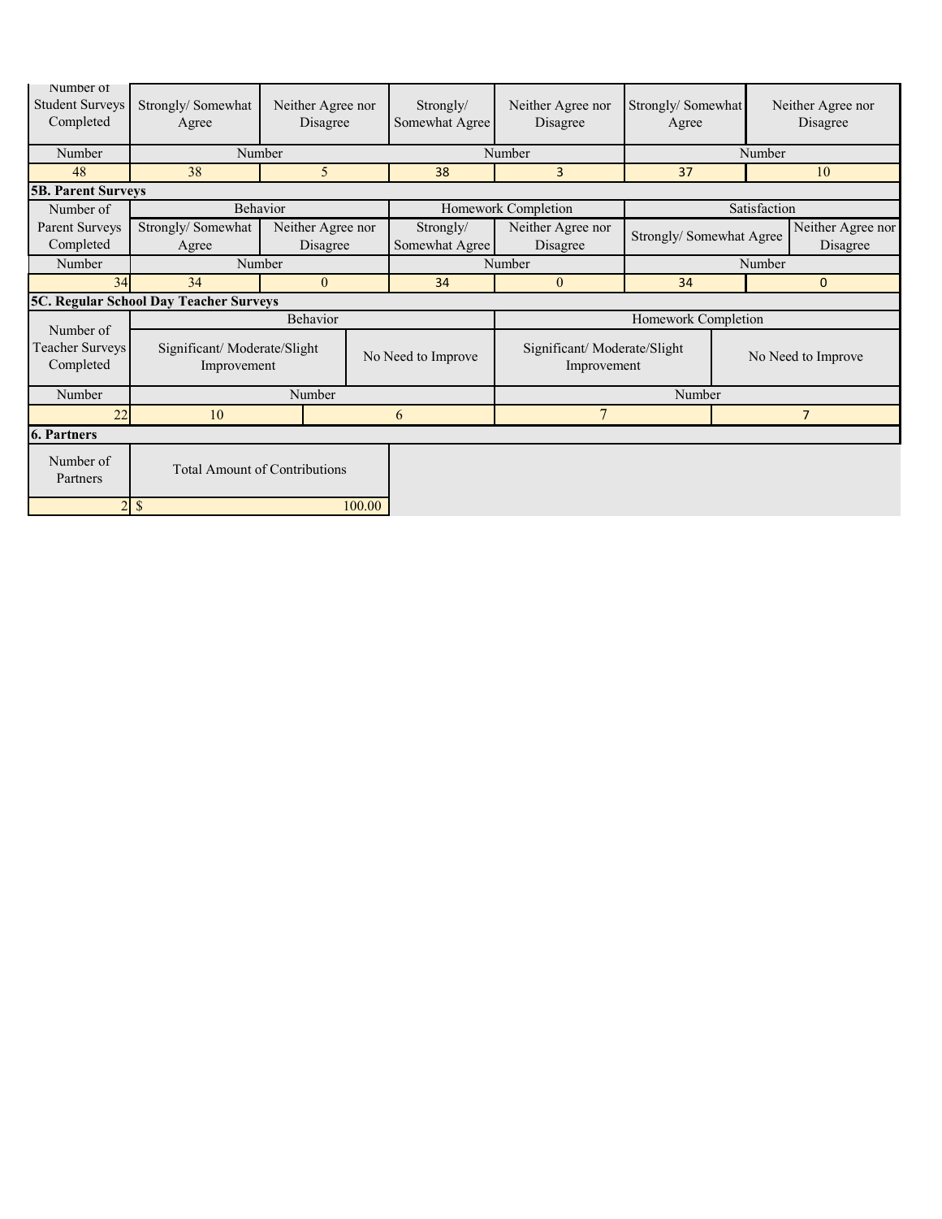| Number of Student Surveys Completed | Strongly/ Somewhat Agree | Neither Agree nor Disagree | Strongly/ Somewhat Agree | Neither Agree nor Disagree | Strongly/ Somewhat Agree | Neither Agree nor Disagree |
|---|---|---|---|---|---|---|
| Number | Number | | Number | | Number | |
| 48 | 38 | 5 | 38 | 3 | 37 | 10 |

**5B. Parent Surveys**

| Number of Parent Surveys Completed | Behavior | | Homework Completion | | Satisfaction | |
|---|---|---|---|---|---|---|
| | Strongly/ Somewhat Agree | Neither Agree nor Disagree | Strongly/ Somewhat Agree | Neither Agree nor Disagree | Strongly/ Somewhat Agree | Neither Agree nor Disagree |
| Number | Number | | Number | | Number | |
| 34 | 34 | 0 | 34 | 0 | 34 | 0 |

**5C. Regular School Day Teacher Surveys**

| Number of Teacher Surveys Completed | Behavior | | Homework Completion | |
|---|---|---|---|---|
| | Significant/ Moderate/Slight Improvement | No Need to Improve | Significant/ Moderate/Slight Improvement | No Need to Improve |
| Number | Number | | Number | |
| 22 | 10 | 6 | 7 | 7 |

**6. Partners**

| Number of Partners | Total Amount of Contributions |
|---|---|
| 2 | $ 100.00 |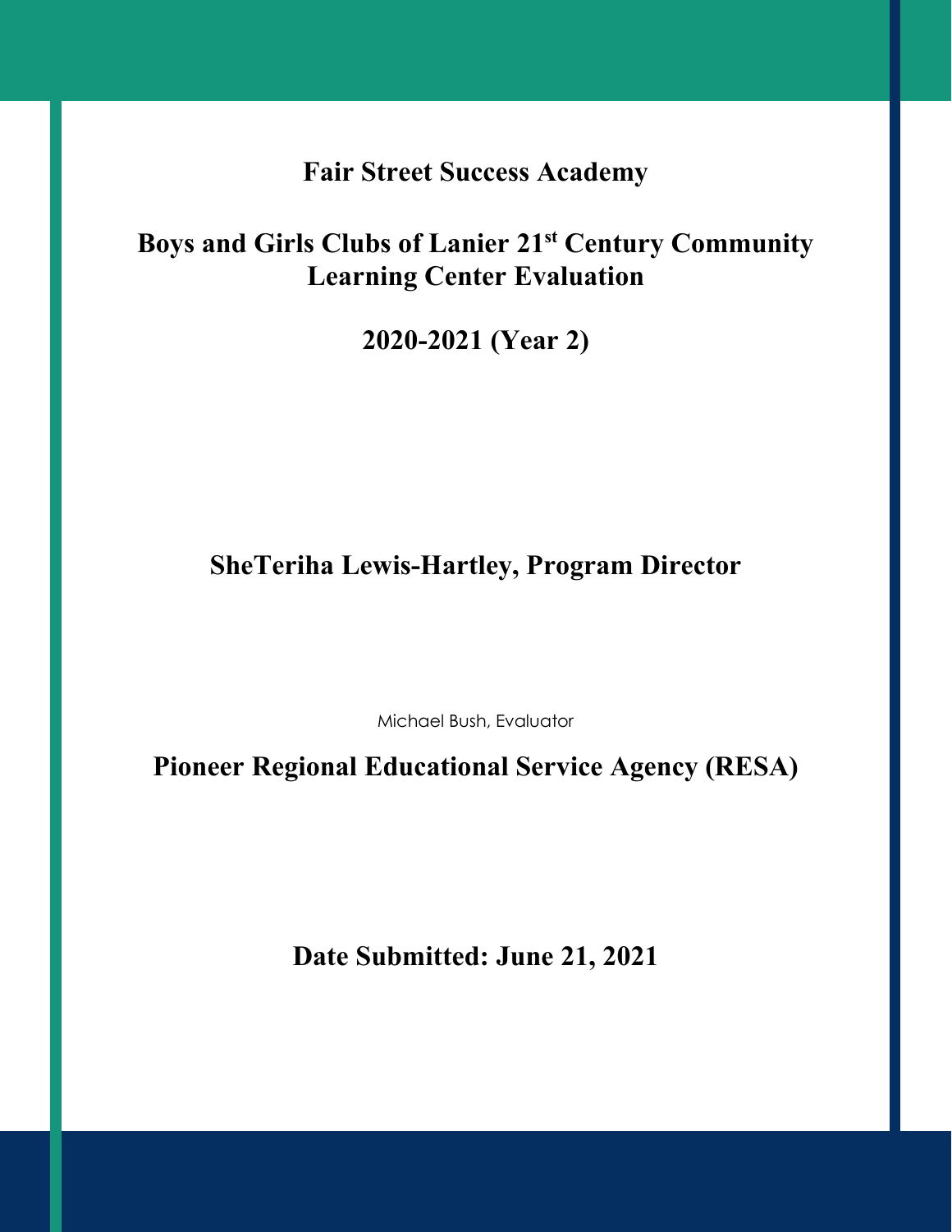# Fair Street Success Academy

# Boys and Girls Clubs of Lanier 21st Century Community Learning Center Evaluation

## 2020-2021 (Year 2)

**SheTeriha Lewis-Hartley, Program Director**

Michael Bush, Evaluator

**Pioneer Regional Educational Service Agency (RESA)**

**Date Submitted: June 21, 2021**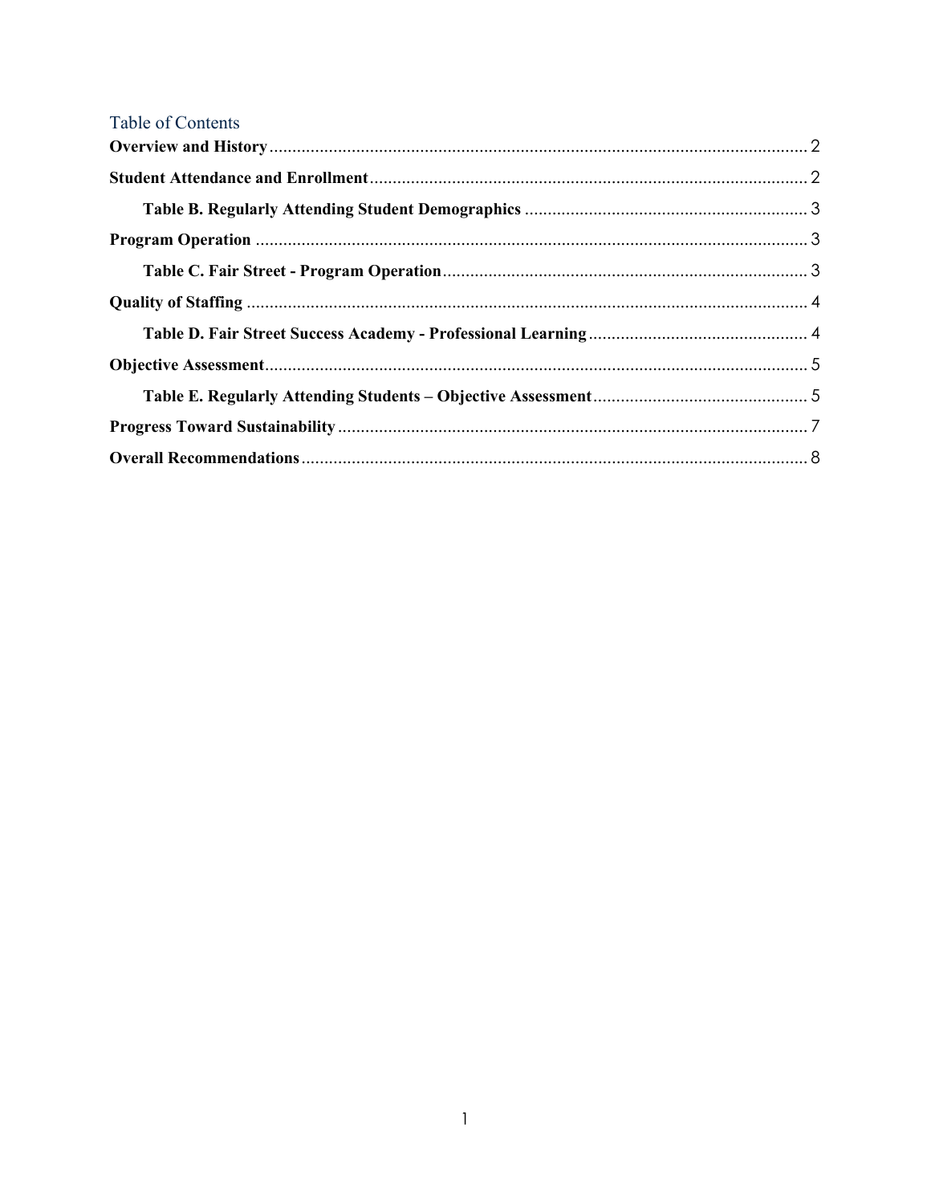## Table of Contents

**Overview and History** ........................................................ 2

**Student Attendance and Enrollment** ........................................................ 2

**Table B. Regularly Attending Student Demographics** ........................................................ 3

**Program Operation** ........................................................ 3

**Table C. Fair Street - Program Operation** ........................................................ 3

**Quality of Staffing** ........................................................ 4

**Table D. Fair Street Success Academy - Professional Learning** ........................................................ 4

**Objective Assessment** ........................................................ 5

**Table E. Regularly Attending Students – Objective Assessment** ........................................................ 5

**Progress Toward Sustainability** ........................................................ 7

**Overall Recommendations** ........................................................ 8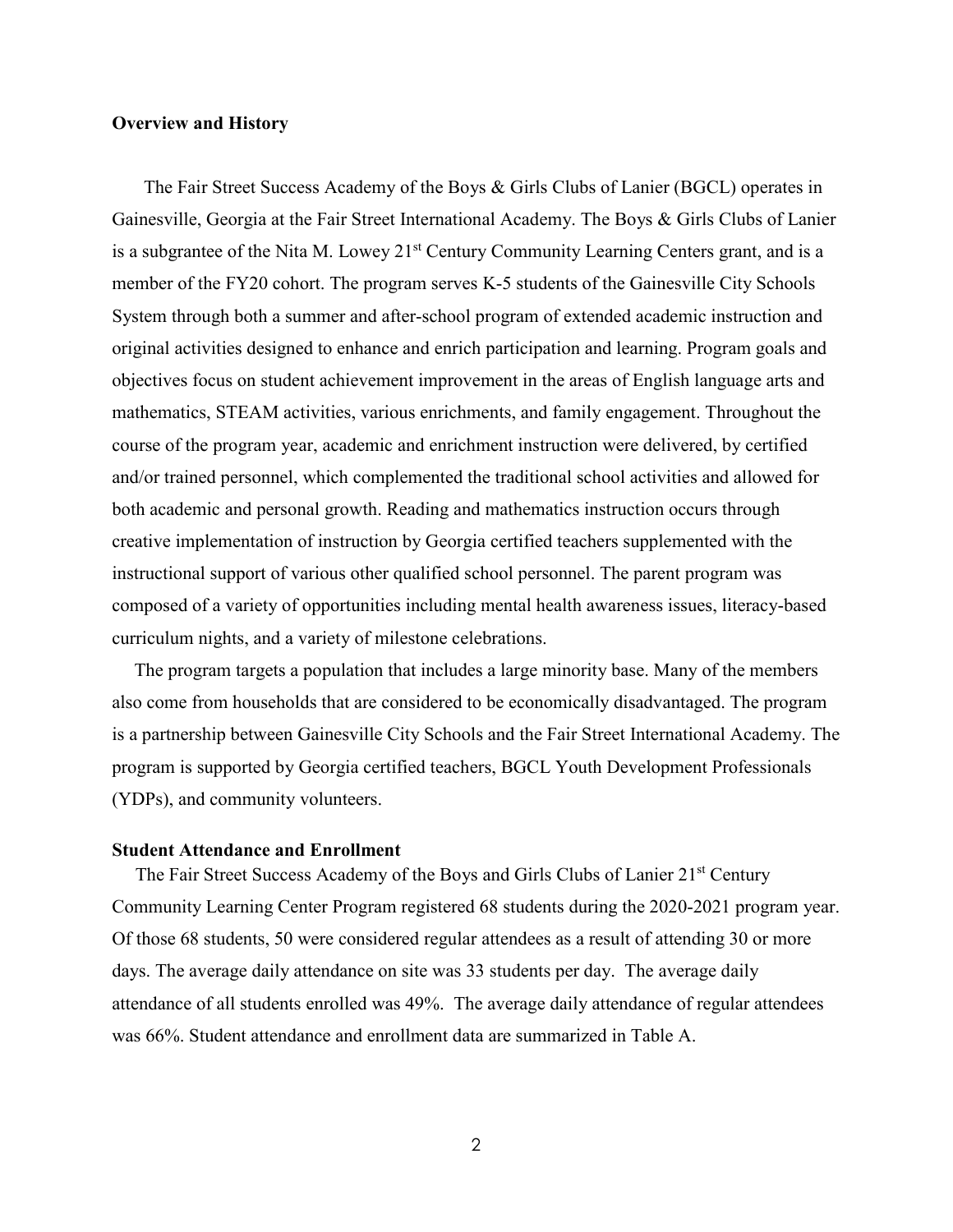**Overview and History**

The Fair Street Success Academy of the Boys & Girls Clubs of Lanier (BGCL) operates in Gainesville, Georgia at the Fair Street International Academy. The Boys & Girls Clubs of Lanier is a subgrantee of the Nita M. Lowey 21st Century Community Learning Centers grant, and is a member of the FY20 cohort. The program serves K-5 students of the Gainesville City Schools System through both a summer and after-school program of extended academic instruction and original activities designed to enhance and enrich participation and learning. Program goals and objectives focus on student achievement improvement in the areas of English language arts and mathematics, STEAM activities, various enrichments, and family engagement. Throughout the course of the program year, academic and enrichment instruction were delivered, by certified and/or trained personnel, which complemented the traditional school activities and allowed for both academic and personal growth. Reading and mathematics instruction occurs through creative implementation of instruction by Georgia certified teachers supplemented with the instructional support of various other qualified school personnel. The parent program was composed of a variety of opportunities including mental health awareness issues, literacy-based curriculum nights, and a variety of milestone celebrations.

The program targets a population that includes a large minority base. Many of the members also come from households that are considered to be economically disadvantaged. The program is a partnership between Gainesville City Schools and the Fair Street International Academy. The program is supported by Georgia certified teachers, BGCL Youth Development Professionals (YDPs), and community volunteers.

**Student Attendance and Enrollment**

The Fair Street Success Academy of the Boys and Girls Clubs of Lanier 21st Century Community Learning Center Program registered 68 students during the 2020-2021 program year. Of those 68 students, 50 were considered regular attendees as a result of attending 30 or more days. The average daily attendance on site was 33 students per day. The average daily attendance of all students enrolled was 49%. The average daily attendance of regular attendees was 66%. Student attendance and enrollment data are summarized in Table A.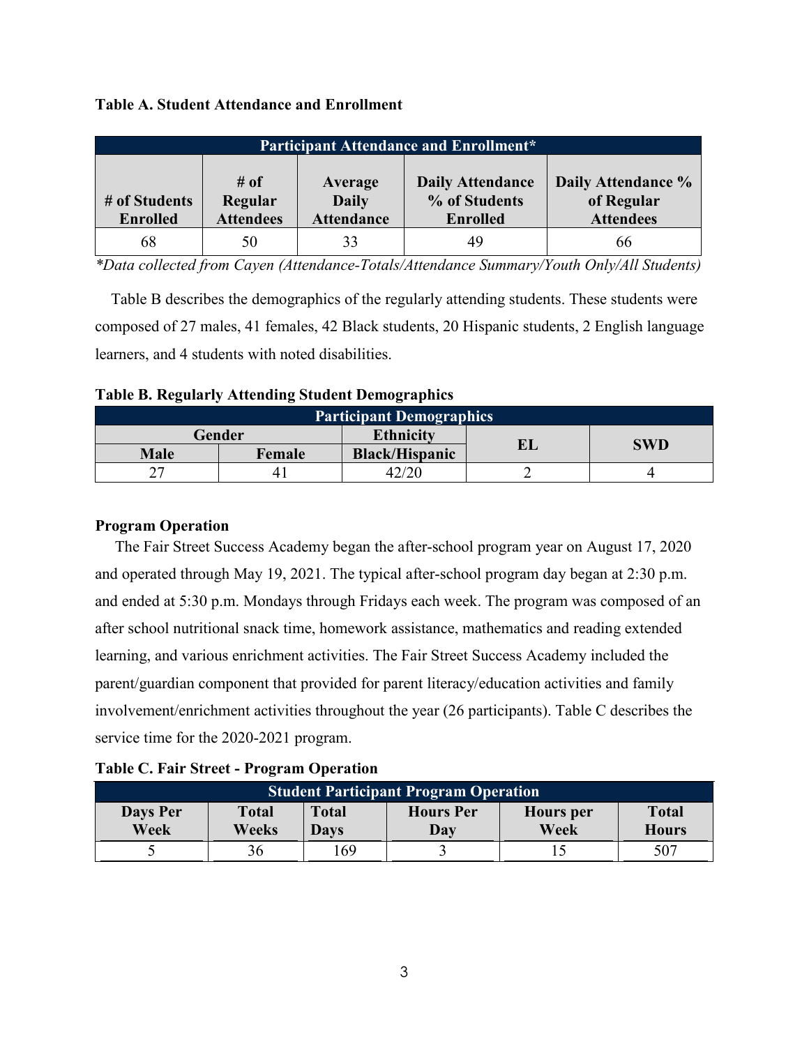**Table A. Student Attendance and Enrollment**

| Participant Attendance and Enrollment* | | | | |
|---|---|---|---|---|
| # of Students Enrolled | # of Regular Attendees | Average Daily Attendance | Daily Attendance % of Students Enrolled | Daily Attendance % of Regular Attendees |
| 68 | 50 | 33 | 49 | 66 |

*\*Data collected from Cayen (Attendance-Totals/Attendance Summary/Youth Only/All Students)*

Table B describes the demographics of the regularly attending students. These students were composed of 27 males, 41 females, 42 Black students, 20 Hispanic students, 2 English language learners, and 4 students with noted disabilities.

**Table B. Regularly Attending Student Demographics**

| Participant Demographics | | | | |
|---|---|---|---|---|
| Gender | | Ethnicity | EL | SWD |
| Male | Female | Black/Hispanic | | |
| 27 | 41 | 42/20 | 2 | 4 |

**Program Operation**

The Fair Street Success Academy began the after-school program year on August 17, 2020 and operated through May 19, 2021. The typical after-school program day began at 2:30 p.m. and ended at 5:30 p.m. Mondays through Fridays each week. The program was composed of an after school nutritional snack time, homework assistance, mathematics and reading extended learning, and various enrichment activities. The Fair Street Success Academy included the parent/guardian component that provided for parent literacy/education activities and family involvement/enrichment activities throughout the year (26 participants). Table C describes the service time for the 2020-2021 program.

**Table C. Fair Street - Program Operation**

| Student Participant Program Operation | | | | | |
|---|---|---|---|---|---|
| Days Per Week | Total Weeks | Total Days | Hours Per Day | Hours per Week | Total Hours |
| 5 | 36 | 169 | 3 | 15 | 507 |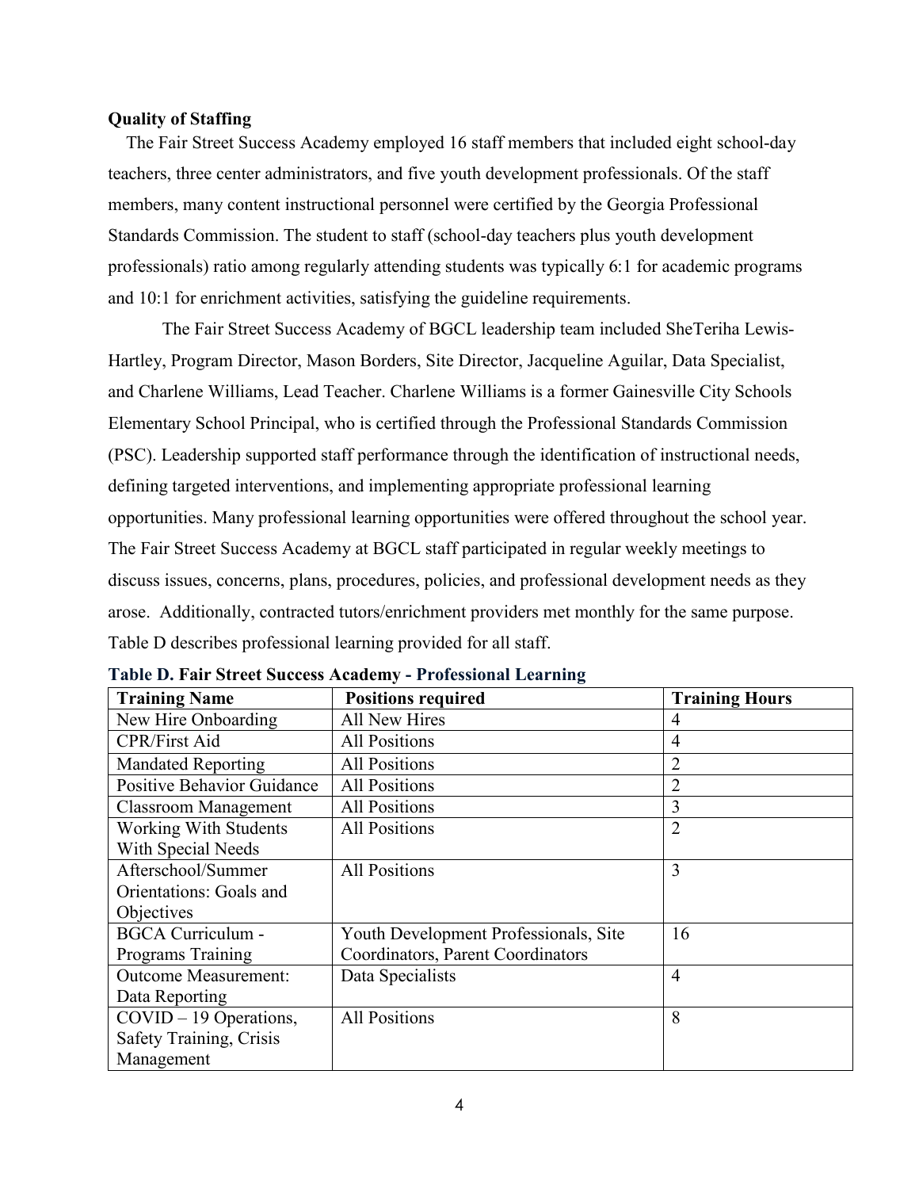**Quality of Staffing**

The Fair Street Success Academy employed 16 staff members that included eight school-day teachers, three center administrators, and five youth development professionals. Of the staff members, many content instructional personnel were certified by the Georgia Professional Standards Commission. The student to staff (school-day teachers plus youth development professionals) ratio among regularly attending students was typically 6:1 for academic programs and 10:1 for enrichment activities, satisfying the guideline requirements.

The Fair Street Success Academy of BGCL leadership team included SheTeriha Lewis-Hartley, Program Director, Mason Borders, Site Director, Jacqueline Aguilar, Data Specialist, and Charlene Williams, Lead Teacher. Charlene Williams is a former Gainesville City Schools Elementary School Principal, who is certified through the Professional Standards Commission (PSC). Leadership supported staff performance through the identification of instructional needs, defining targeted interventions, and implementing appropriate professional learning opportunities. Many professional learning opportunities were offered throughout the school year. The Fair Street Success Academy at BGCL staff participated in regular weekly meetings to discuss issues, concerns, plans, procedures, policies, and professional development needs as they arose. Additionally, contracted tutors/enrichment providers met monthly for the same purpose. Table D describes professional learning provided for all staff.

**Table D. Fair Street Success Academy - Professional Learning**

| Training Name | Positions required | Training Hours |
|---|---|---|
| New Hire Onboarding | All New Hires | 4 |
| CPR/First Aid | All Positions | 4 |
| Mandated Reporting | All Positions | 2 |
| Positive Behavior Guidance | All Positions | 2 |
| Classroom Management | All Positions | 3 |
| Working With Students With Special Needs | All Positions | 2 |
| Afterschool/Summer Orientations: Goals and Objectives | All Positions | 3 |
| BGCA Curriculum - Programs Training | Youth Development Professionals, Site Coordinators, Parent Coordinators | 16 |
| Outcome Measurement: Data Reporting | Data Specialists | 4 |
| COVID – 19 Operations, Safety Training, Crisis Management | All Positions | 8 |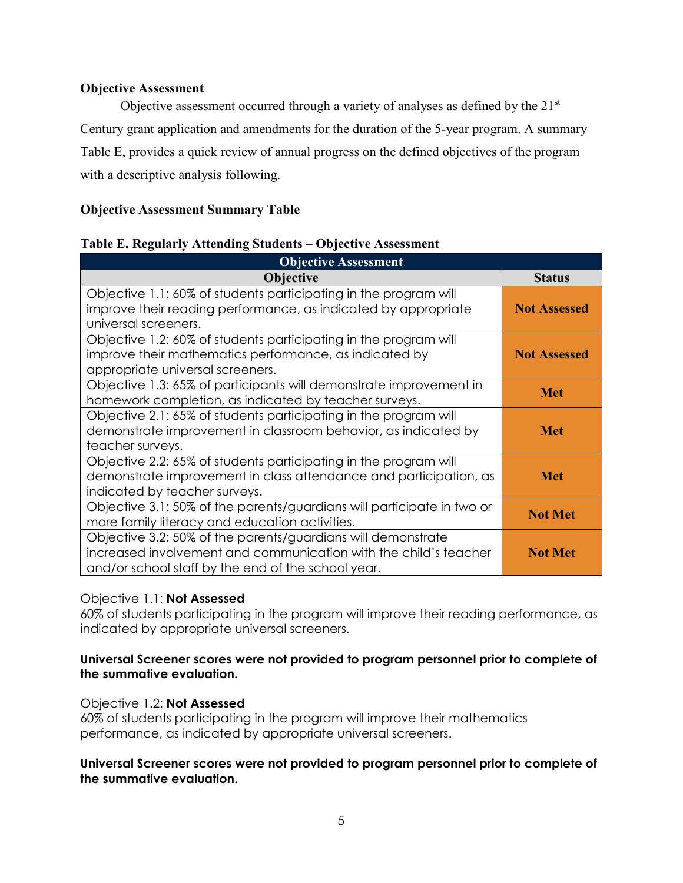**Objective Assessment**

Objective assessment occurred through a variety of analyses as defined by the 21st Century grant application and amendments for the duration of the 5-year program. A summary Table E, provides a quick review of annual progress on the defined objectives of the program with a descriptive analysis following.

**Objective Assessment Summary Table**

**Table E. Regularly Attending Students – Objective Assessment**

| Objective Assessment | |
|---|---|
| **Objective** | **Status** |
| Objective 1.1: 60% of students participating in the program will improve their reading performance, as indicated by appropriate universal screeners. | **Not Assessed** |
| Objective 1.2: 60% of students participating in the program will improve their mathematics performance, as indicated by appropriate universal screeners. | **Not Assessed** |
| Objective 1.3: 65% of participants will demonstrate improvement in homework completion, as indicated by teacher surveys. | **Met** |
| Objective 2.1: 65% of students participating in the program will demonstrate improvement in classroom behavior, as indicated by teacher surveys. | **Met** |
| Objective 2.2: 65% of students participating in the program will demonstrate improvement in class attendance and participation, as indicated by teacher surveys. | **Met** |
| Objective 3.1: 50% of the parents/guardians will participate in two or more family literacy and education activities. | **Not Met** |
| Objective 3.2: 50% of the parents/guardians will demonstrate increased involvement and communication with the child's teacher and/or school staff by the end of the school year. | **Not Met** |

Objective 1.1: **Not Assessed**
60% of students participating in the program will improve their reading performance, as indicated by appropriate universal screeners.

**Universal Screener scores were not provided to program personnel prior to complete of the summative evaluation.**

Objective 1.2: **Not Assessed**
60% of students participating in the program will improve their mathematics performance, as indicated by appropriate universal screeners.

**Universal Screener scores were not provided to program personnel prior to complete of the summative evaluation.**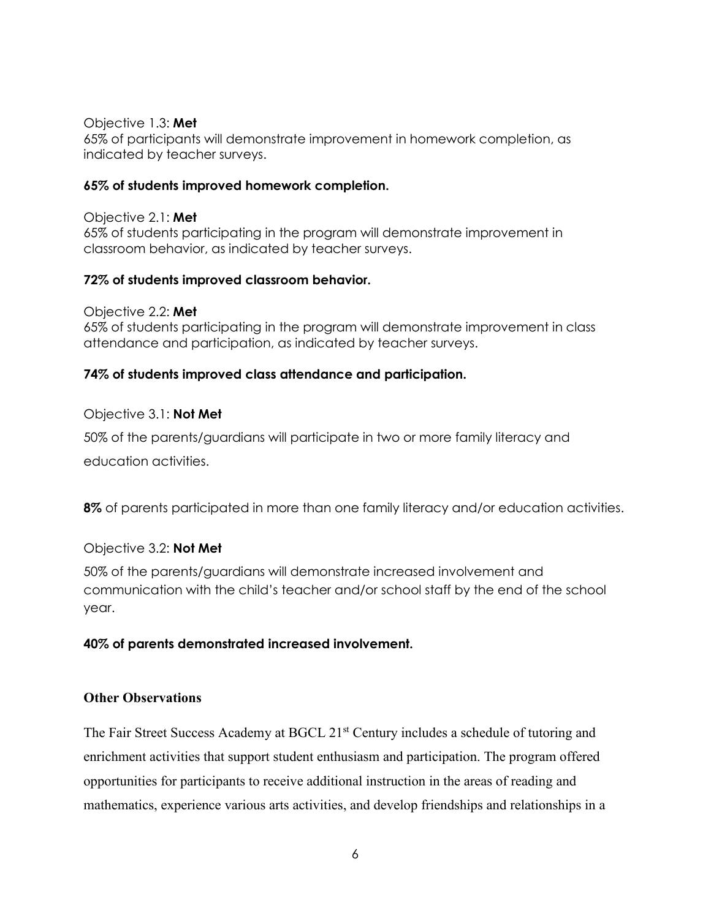Objective 1.3: **Met**
65% of participants will demonstrate improvement in homework completion, as indicated by teacher surveys.

**65% of students improved homework completion.**

Objective 2.1: **Met**
65% of students participating in the program will demonstrate improvement in classroom behavior, as indicated by teacher surveys.

**72% of students improved classroom behavior.**

Objective 2.2: **Met**
65% of students participating in the program will demonstrate improvement in class attendance and participation, as indicated by teacher surveys.

**74% of students improved class attendance and participation.**

Objective 3.1: **Not Met**

50% of the parents/guardians will participate in two or more family literacy and education activities.

**8%** of parents participated in more than one family literacy and/or education activities.

Objective 3.2: **Not Met**

50% of the parents/guardians will demonstrate increased involvement and communication with the child's teacher and/or school staff by the end of the school year.

**40% of parents demonstrated increased involvement.**

### Other Observations

The Fair Street Success Academy at BGCL 21st Century includes a schedule of tutoring and enrichment activities that support student enthusiasm and participation. The program offered opportunities for participants to receive additional instruction in the areas of reading and mathematics, experience various arts activities, and develop friendships and relationships in a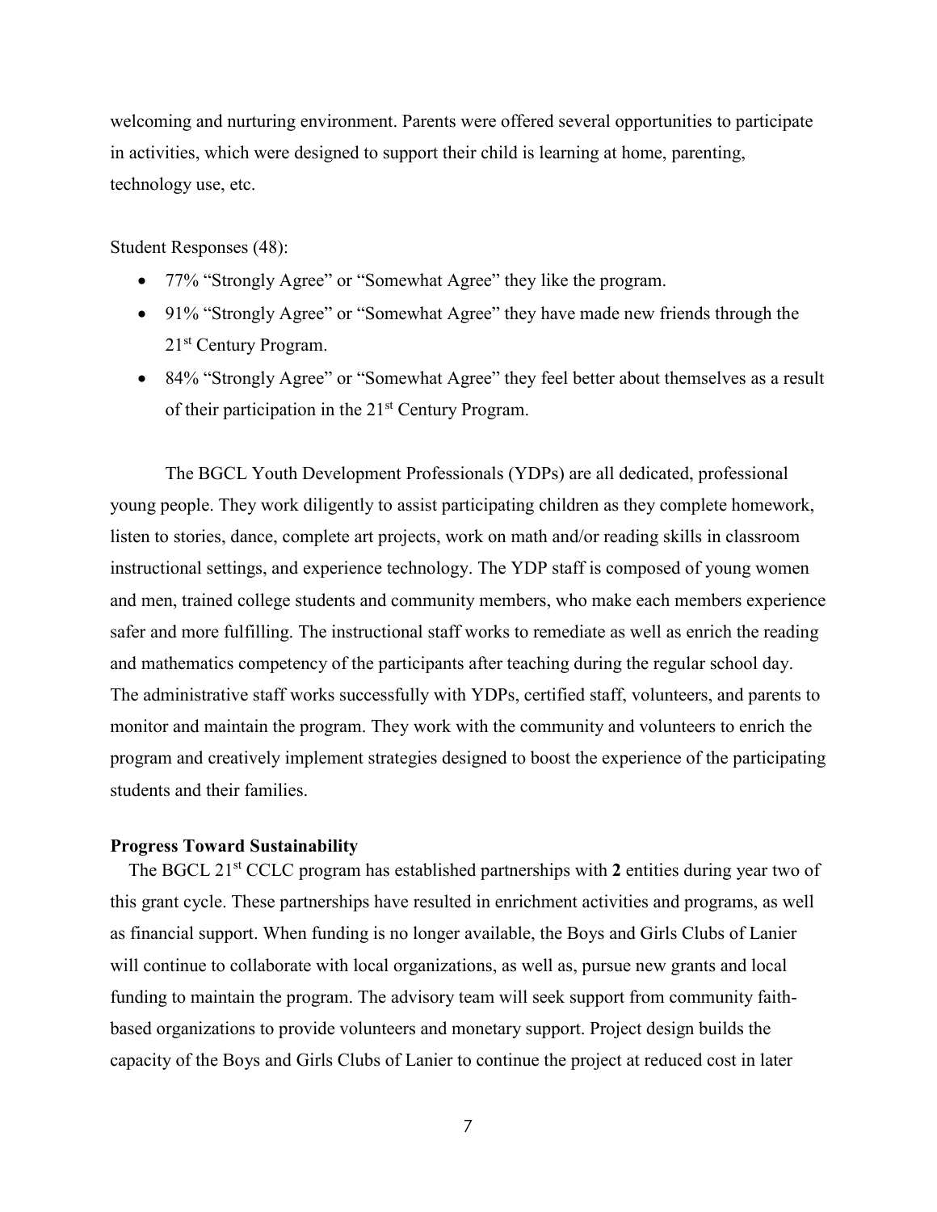welcoming and nurturing environment. Parents were offered several opportunities to participate in activities, which were designed to support their child is learning at home, parenting, technology use, etc.

Student Responses (48):

- 77% "Strongly Agree" or "Somewhat Agree" they like the program.
- 91% "Strongly Agree" or "Somewhat Agree" they have made new friends through the 21st Century Program.
- 84% "Strongly Agree" or "Somewhat Agree" they feel better about themselves as a result of their participation in the 21st Century Program.

The BGCL Youth Development Professionals (YDPs) are all dedicated, professional young people. They work diligently to assist participating children as they complete homework, listen to stories, dance, complete art projects, work on math and/or reading skills in classroom instructional settings, and experience technology. The YDP staff is composed of young women and men, trained college students and community members, who make each members experience safer and more fulfilling. The instructional staff works to remediate as well as enrich the reading and mathematics competency of the participants after teaching during the regular school day. The administrative staff works successfully with YDPs, certified staff, volunteers, and parents to monitor and maintain the program. They work with the community and volunteers to enrich the program and creatively implement strategies designed to boost the experience of the participating students and their families.

**Progress Toward Sustainability**

The BGCL 21st CCLC program has established partnerships with **2** entities during year two of this grant cycle. These partnerships have resulted in enrichment activities and programs, as well as financial support. When funding is no longer available, the Boys and Girls Clubs of Lanier will continue to collaborate with local organizations, as well as, pursue new grants and local funding to maintain the program. The advisory team will seek support from community faith-based organizations to provide volunteers and monetary support. Project design builds the capacity of the Boys and Girls Clubs of Lanier to continue the project at reduced cost in later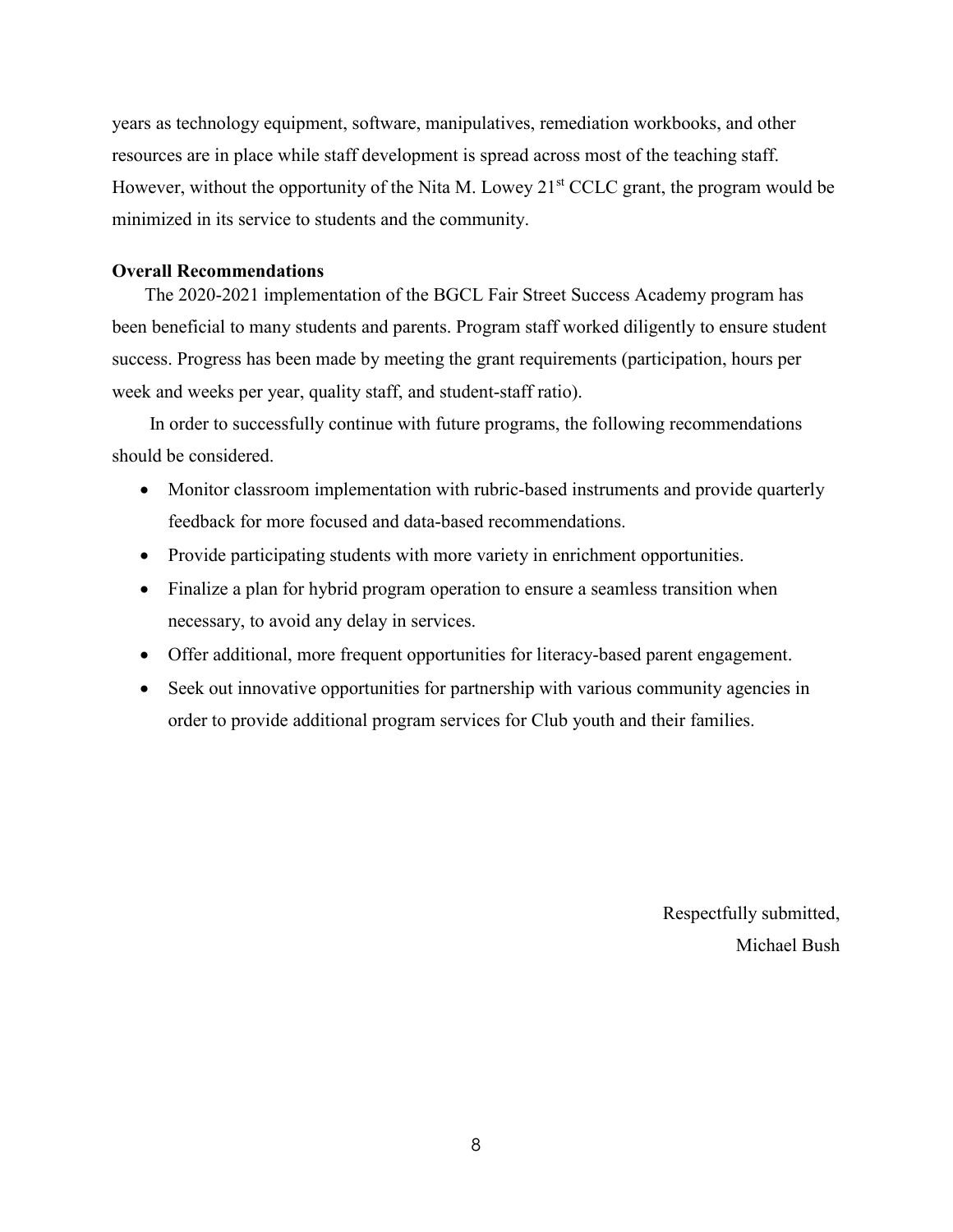years as technology equipment, software, manipulatives, remediation workbooks, and other resources are in place while staff development is spread across most of the teaching staff. However, without the opportunity of the Nita M. Lowey 21st CCLC grant, the program would be minimized in its service to students and the community.

**Overall Recommendations**

The 2020-2021 implementation of the BGCL Fair Street Success Academy program has been beneficial to many students and parents. Program staff worked diligently to ensure student success. Progress has been made by meeting the grant requirements (participation, hours per week and weeks per year, quality staff, and student-staff ratio).

In order to successfully continue with future programs, the following recommendations should be considered.

- Monitor classroom implementation with rubric-based instruments and provide quarterly feedback for more focused and data-based recommendations.
- Provide participating students with more variety in enrichment opportunities.
- Finalize a plan for hybrid program operation to ensure a seamless transition when necessary, to avoid any delay in services.
- Offer additional, more frequent opportunities for literacy-based parent engagement.
- Seek out innovative opportunities for partnership with various community agencies in order to provide additional program services for Club youth and their families.

Respectfully submitted,
Michael Bush